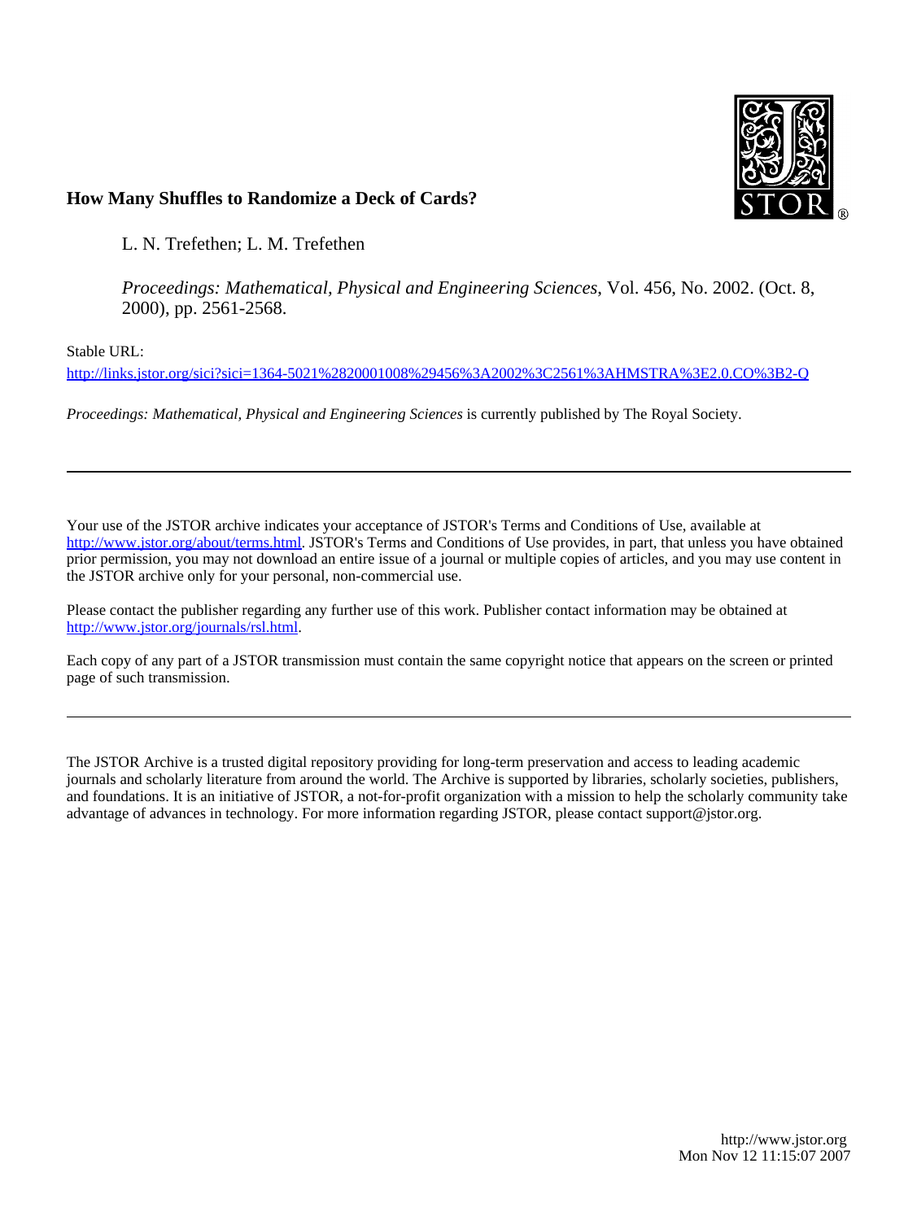**How Many Shuffles to Randomize a Deck of Cards?**

L. N. Trefethen; L. M. Trefethen

*Proceedings: Mathematical, Physical and Engineering Sciences*, Vol. 456, No. 2002. (Oct. 8, 2000), pp. 2561-2568.

Stable URL:

http://links.jstor.org/sici?sici=1364-5021%2820001008%29456%3A2002%3C2561%3AHMSTRA%3E2.0.CO%3B2-Q

*Proceedings: Mathematical, Physical and Engineering Sciences* is currently published by The Royal Society.

---

Your use of the JSTOR archive indicates your acceptance of JSTOR's Terms and Conditions of Use, available at http://www.jstor.org/about/terms.html. JSTOR's Terms and Conditions of Use provides, in part, that unless you have obtained prior permission, you may not download an entire issue of a journal or multiple copies of articles, and you may use content in the JSTOR archive only for your personal, non-commercial use.

Please contact the publisher regarding any further use of this work. Publisher contact information may be obtained at http://www.jstor.org/journals/rsl.html.

Each copy of any part of a JSTOR transmission must contain the same copyright notice that appears on the screen or printed page of such transmission.

---

The JSTOR Archive is a trusted digital repository providing for long-term preservation and access to leading academic journals and scholarly literature from around the world. The Archive is supported by libraries, scholarly societies, publishers, and foundations. It is an initiative of JSTOR, a not-for-profit organization with a mission to help the scholarly community take advantage of advances in technology. For more information regarding JSTOR, please contact support@jstor.org.

http://www.jstor.org
Mon Nov 12 11:15:07 2007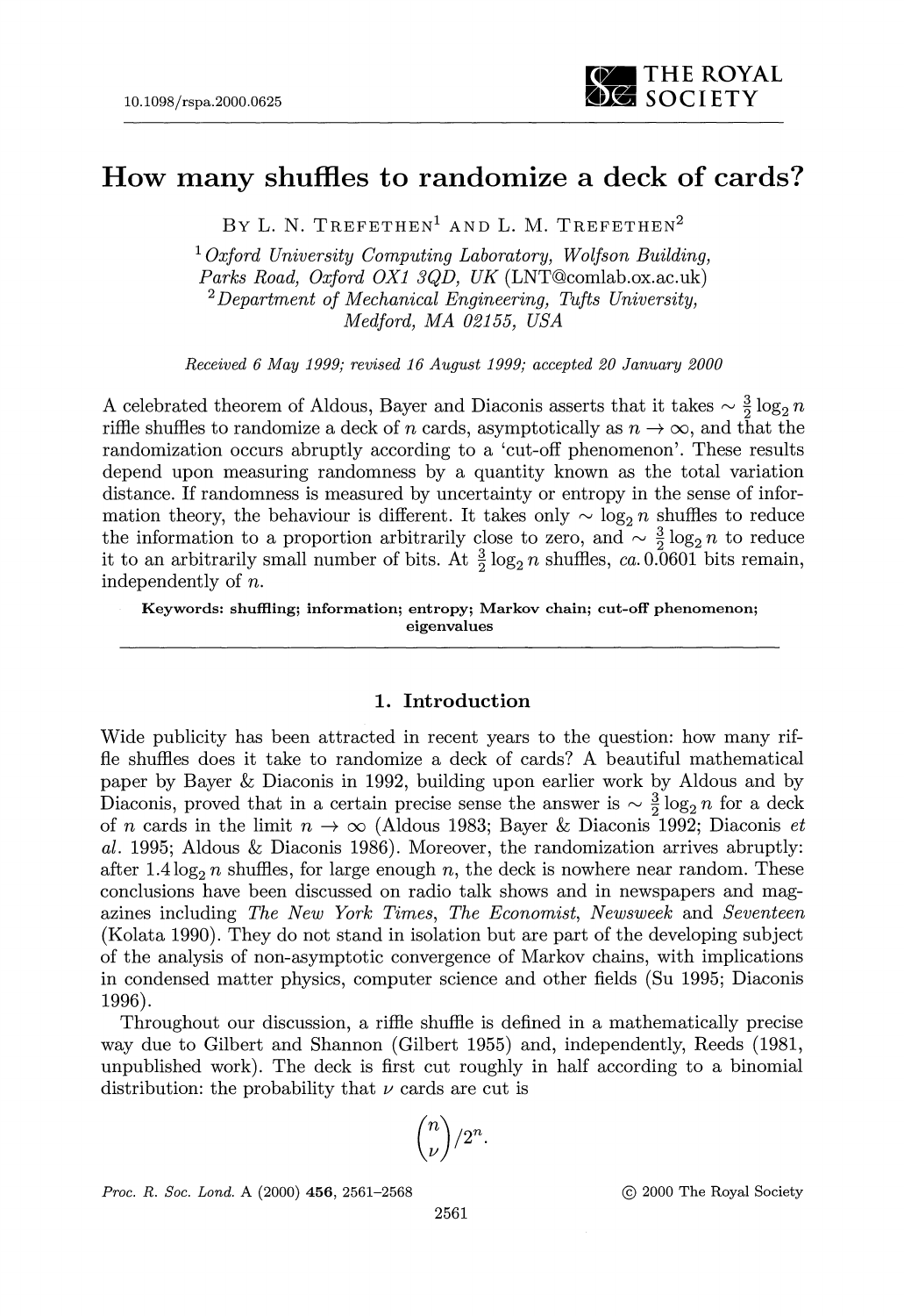# How many shuffles to randomize a deck of cards?

By L. N. Trefethen[1] and L. M. Trefethen[2]

[1] *Oxford University Computing Laboratory, Wolfson Building, Parks Road, Oxford OX1 3QD, UK* (LNT@comlab.ox.ac.uk)
[2] *Department of Mechanical Engineering, Tufts University, Medford, MA 02155, USA*

*Received 6 May 1999; revised 16 August 1999; accepted 20 January 2000*

A celebrated theorem of Aldous, Bayer and Diaconis asserts that it takes $\sim \frac{3}{2}\log_2 n$ riffle shuffles to randomize a deck of $n$ cards, asymptotically as $n \to \infty$, and that the randomization occurs abruptly according to a 'cut-off phenomenon'. These results depend upon measuring randomness by a quantity known as the total variation distance. If randomness is measured by uncertainty or entropy in the sense of information theory, the behaviour is different. It takes only $\sim \log_2 n$ shuffles to reduce the information to a proportion arbitrarily close to zero, and $\sim \frac{3}{2}\log_2 n$ to reduce it to an arbitrarily small number of bits. At $\frac{3}{2}\log_2 n$ shuffles, *ca.* 0.0601 bits remain, independently of $n$.

**Keywords: shuffling; information; entropy; Markov chain; cut-off phenomenon; eigenvalues**

## 1. Introduction

Wide publicity has been attracted in recent years to the question: how many riffle shuffles does it take to randomize a deck of cards? A beautiful mathematical paper by Bayer & Diaconis in 1992, building upon earlier work by Aldous and by Diaconis, proved that in a certain precise sense the answer is $\sim \frac{3}{2}\log_2 n$ for a deck of $n$ cards in the limit $n \to \infty$ (Aldous 1983; Bayer & Diaconis 1992; Diaconis *et al.* 1995; Aldous & Diaconis 1986). Moreover, the randomization arrives abruptly: after $1.4\log_2 n$ shuffles, for large enough $n$, the deck is nowhere near random. These conclusions have been discussed on radio talk shows and in newspapers and magazines including *The New York Times*, *The Economist*, *Newsweek* and *Seventeen* (Kolata 1990). They do not stand in isolation but are part of the developing subject of the analysis of non-asymptotic convergence of Markov chains, with implications in condensed matter physics, computer science and other fields (Su 1995; Diaconis 1996).

Throughout our discussion, a riffle shuffle is defined in a mathematically precise way due to Gilbert and Shannon (Gilbert 1955) and, independently, Reeds (1981, unpublished work). The deck is first cut roughly in half according to a binomial distribution: the probability that $\nu$ cards are cut is

$$\binom{n}{\nu}/2^n.$$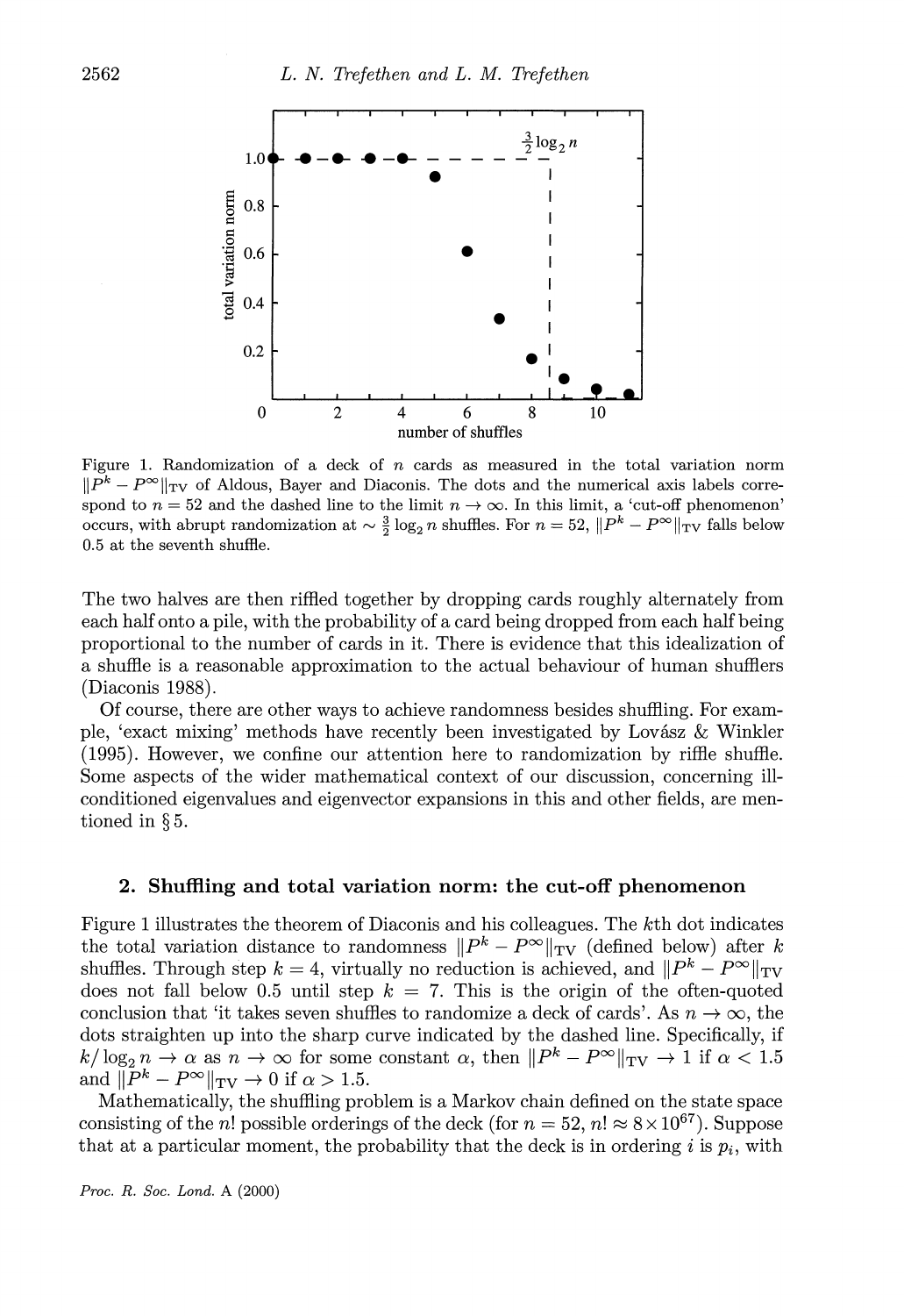Figure 1. Randomization of a deck of $n$ cards as measured in the total variation norm $\|P^k - P^\infty\|_{\rm TV}$ of Aldous, Bayer and Diaconis. The dots and the numerical axis labels correspond to $n = 52$ and the dashed line to the limit $n \to \infty$. In this limit, a 'cut-off phenomenon' occurs, with abrupt randomization at $\sim \frac{3}{2}\log_2 n$ shuffles. For $n = 52$, $\|P^k - P^\infty\|_{\rm TV}$ falls below 0.5 at the seventh shuffle.

The two halves are then riffled together by dropping cards roughly alternately from each half onto a pile, with the probability of a card being dropped from each half being proportional to the number of cards in it. There is evidence that this idealization of a shuffle is a reasonable approximation to the actual behaviour of human shufflers (Diaconis 1988).

Of course, there are other ways to achieve randomness besides shuffling. For example, 'exact mixing' methods have recently been investigated by Lovász & Winkler (1995). However, we confine our attention here to randomization by riffle shuffle. Some aspects of the wider mathematical context of our discussion, concerning ill-conditioned eigenvalues and eigenvector expansions in this and other fields, are mentioned in § 5.

## 2. Shuffling and total variation norm: the cut-off phenomenon

Figure 1 illustrates the theorem of Diaconis and his colleagues. The $k$th dot indicates the total variation distance to randomness $\|P^k - P^\infty\|_{\rm TV}$ (defined below) after $k$ shuffles. Through step $k = 4$, virtually no reduction is achieved, and $\|P^k - P^\infty\|_{\rm TV}$ does not fall below 0.5 until step $k = 7$. This is the origin of the often-quoted conclusion that 'it takes seven shuffles to randomize a deck of cards'. As $n \to \infty$, the dots straighten up into the sharp curve indicated by the dashed line. Specifically, if $k/\log_2 n \to \alpha$ as $n \to \infty$ for some constant $\alpha$, then $\|P^k - P^\infty\|_{\rm TV} \to 1$ if $\alpha < 1.5$ and $\|P^k - P^\infty\|_{\rm TV} \to 0$ if $\alpha > 1.5$.

Mathematically, the shuffling problem is a Markov chain defined on the state space consisting of the $n!$ possible orderings of the deck (for $n = 52$, $n! \approx 8 \times 10^{67}$). Suppose that at a particular moment, the probability that the deck is in ordering $i$ is $p_i$, with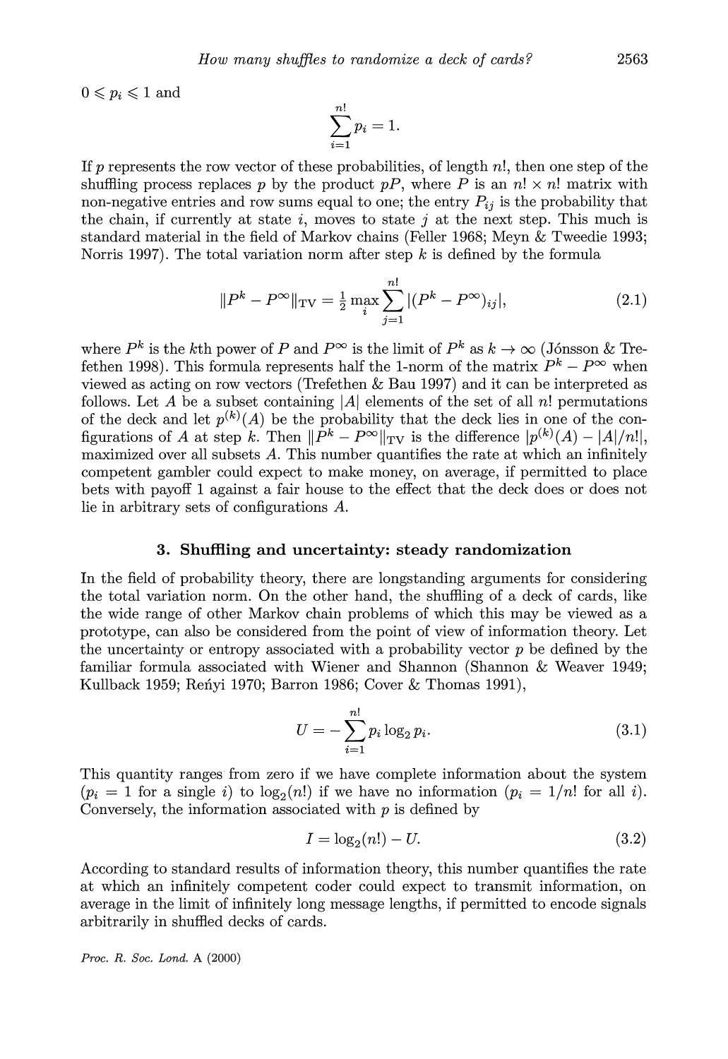$0 \leqslant p_i \leqslant 1$ and

$$\sum_{i=1}^{n!} p_i = 1.$$

If $p$ represents the row vector of these probabilities, of length $n!$, then one step of the shuffling process replaces $p$ by the product $pP$, where $P$ is an $n! \times n!$ matrix with non-negative entries and row sums equal to one; the entry $P_{ij}$ is the probability that the chain, if currently at state $i$, moves to state $j$ at the next step. This much is standard material in the field of Markov chains (Feller 1968; Meyn & Tweedie 1993; Norris 1997). The total variation norm after step $k$ is defined by the formula

$$\|P^k - P^\infty\|_{\text{TV}} = \tfrac{1}{2} \max_i \sum_{j=1}^{n!} |(P^k - P^\infty)_{ij}|, \tag{2.1}$$

where $P^k$ is the $k$th power of $P$ and $P^\infty$ is the limit of $P^k$ as $k \to \infty$ (Jónsson & Trefethen 1998). This formula represents half the 1-norm of the matrix $P^k - P^\infty$ when viewed as acting on row vectors (Trefethen & Bau 1997) and it can be interpreted as follows. Let $A$ be a subset containing $|A|$ elements of the set of all $n!$ permutations of the deck and let $p^{(k)}(A)$ be the probability that the deck lies in one of the configurations of $A$ at step $k$. Then $\|P^k - P^\infty\|_{\text{TV}}$ is the difference $|p^{(k)}(A) - |A|/n!|$, maximized over all subsets $A$. This number quantifies the rate at which an infinitely competent gambler could expect to make money, on average, if permitted to place bets with payoff 1 against a fair house to the effect that the deck does or does not lie in arbitrary sets of configurations $A$.

## 3. Shuffling and uncertainty: steady randomization

In the field of probability theory, there are longstanding arguments for considering the total variation norm. On the other hand, the shuffling of a deck of cards, like the wide range of other Markov chain problems of which this may be viewed as a prototype, can also be considered from the point of view of information theory. Let the uncertainty or entropy associated with a probability vector $p$ be defined by the familiar formula associated with Wiener and Shannon (Shannon & Weaver 1949; Kullback 1959; Reńyi 1970; Barron 1986; Cover & Thomas 1991),

$$U = -\sum_{i=1}^{n!} p_i \log_2 p_i. \tag{3.1}$$

This quantity ranges from zero if we have complete information about the system ($p_i = 1$ for a single $i$) to $\log_2(n!)$ if we have no information ($p_i = 1/n!$ for all $i$). Conversely, the information associated with $p$ is defined by

$$I = \log_2(n!) - U. \tag{3.2}$$

According to standard results of information theory, this number quantifies the rate at which an infinitely competent coder could expect to transmit information, on average in the limit of infinitely long message lengths, if permitted to encode signals arbitrarily in shuffled decks of cards.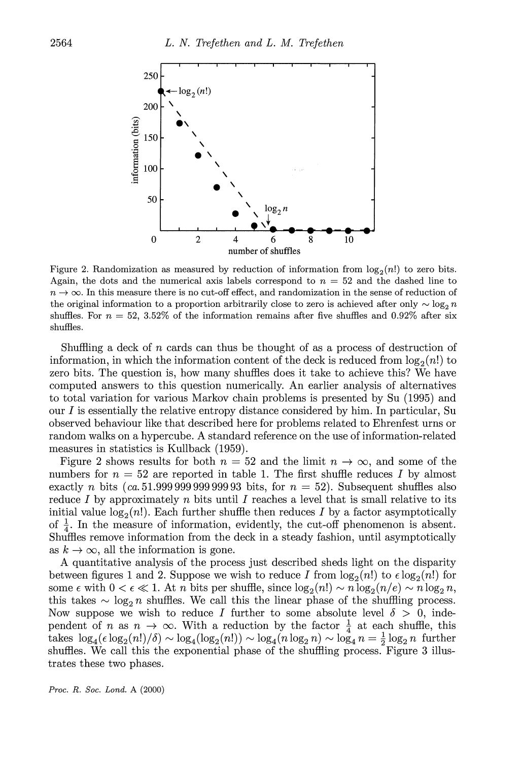Figure 2. Randomization as measured by reduction of information from $\log_2(n!)$ to zero bits. Again, the dots and the numerical axis labels correspond to $n = 52$ and the dashed line to $n \to \infty$. In this measure there is no cut-off effect, and randomization in the sense of reduction of the original information to a proportion arbitrarily close to zero is achieved after only $\sim \log_2 n$ shuffles. For $n = 52$, 3.52% of the information remains after five shuffles and 0.92% after six shuffles.

Shuffling a deck of $n$ cards can thus be thought of as a process of destruction of information, in which the information content of the deck is reduced from $\log_2(n!)$ to zero bits. The question is, how many shuffles does it take to achieve this? We have computed answers to this question numerically. An earlier analysis of alternatives to total variation for various Markov chain problems is presented by Su (1995) and our $I$ is essentially the relative entropy distance considered by him. In particular, Su observed behaviour like that described here for problems related to Ehrenfest urns or random walks on a hypercube. A standard reference on the use of information-related measures in statistics is Kullback (1959).

Figure 2 shows results for both $n = 52$ and the limit $n \to \infty$, and some of the numbers for $n = 52$ are reported in table 1. The first shuffle reduces $I$ by almost exactly $n$ bits (*ca.* 51.999 999 999 999 93 bits, for $n = 52$). Subsequent shuffles also reduce $I$ by approximately $n$ bits until $I$ reaches a level that is small relative to its initial value $\log_2(n!)$. Each further shuffle then reduces $I$ by a factor asymptotically of $\frac{1}{4}$. In the measure of information, evidently, the cut-off phenomenon is absent. Shuffles remove information from the deck in a steady fashion, until asymptotically as $k \to \infty$, all the information is gone.

A quantitative analysis of the process just described sheds light on the disparity between figures 1 and 2. Suppose we wish to reduce $I$ from $\log_2(n!)$ to $\epsilon \log_2(n!)$ for some $\epsilon$ with $0 < \epsilon \ll 1$. At $n$ bits per shuffle, since $\log_2(n!) \sim n \log_2(n/e) \sim n \log_2 n$, this takes $\sim \log_2 n$ shuffles. We call this the linear phase of the shuffling process. Now suppose we wish to reduce $I$ further to some absolute level $\delta > 0$, independent of $n$ as $n \to \infty$. With a reduction by the factor $\frac{1}{4}$ at each shuffle, this takes $\log_4(\epsilon \log_2(n!)/\delta) \sim \log_4(\log_2(n!)) \sim \log_4(n \log_2 n) \sim \log_4 n = \frac{1}{2}\log_2 n$ further shuffles. We call this the exponential phase of the shuffling process. Figure 3 illustrates these two phases.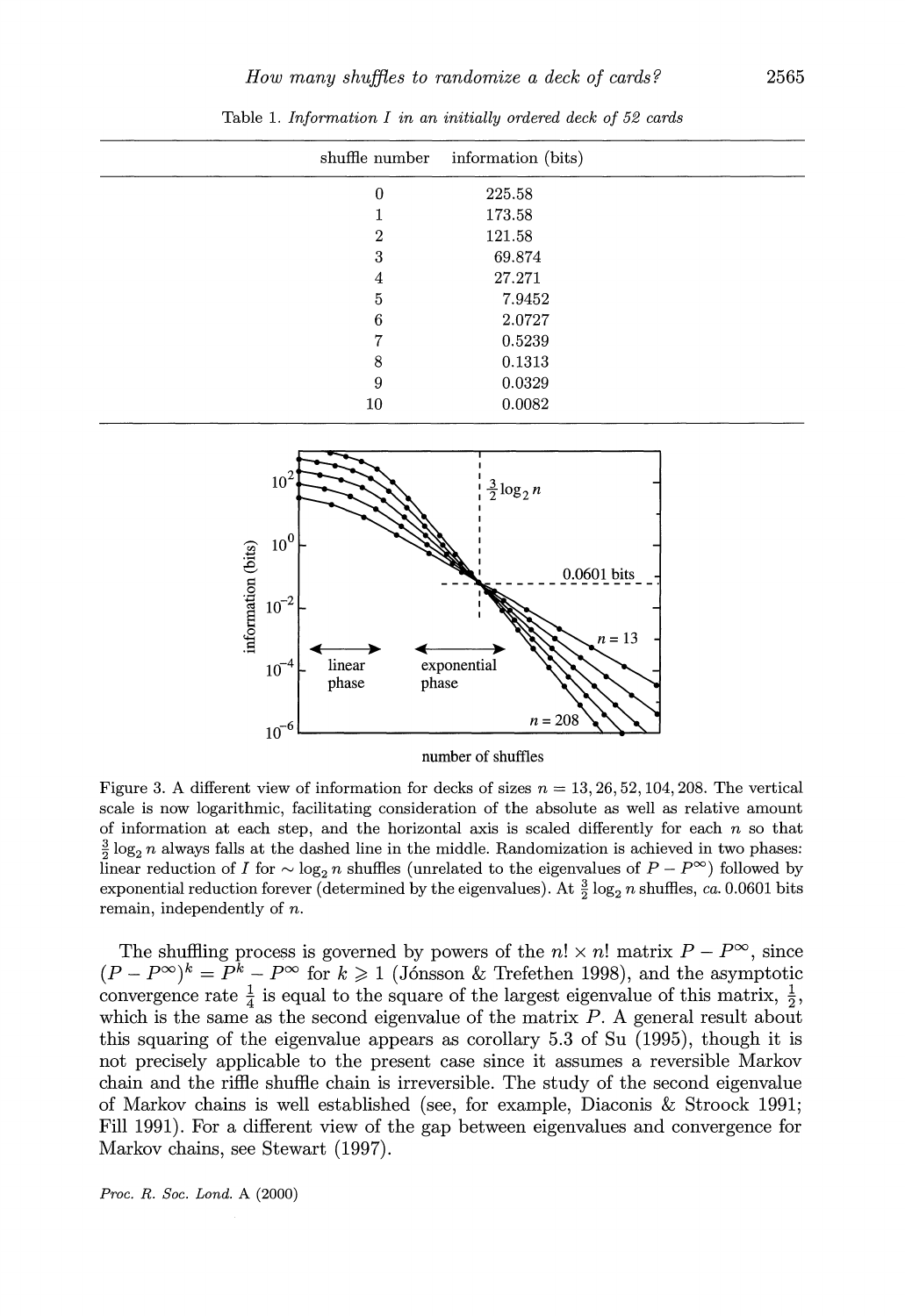Table 1. *Information I in an initially ordered deck of 52 cards*

| shuffle number | information (bits) |
|---|---|
| 0 | 225.58 |
| 1 | 173.58 |
| 2 | 121.58 |
| 3 | 69.874 |
| 4 | 27.271 |
| 5 | 7.9452 |
| 6 | 2.0727 |
| 7 | 0.5239 |
| 8 | 0.1313 |
| 9 | 0.0329 |
| 10 | 0.0082 |

Figure 3. A different view of information for decks of sizes $n = 13, 26, 52, 104, 208$. The vertical scale is now logarithmic, facilitating consideration of the absolute as well as relative amount of information at each step, and the horizontal axis is scaled differently for each $n$ so that $\frac{3}{2}\log_2 n$ always falls at the dashed line in the middle. Randomization is achieved in two phases: linear reduction of $I$ for $\sim \log_2 n$ shuffles (unrelated to the eigenvalues of $P - P^\infty$) followed by exponential reduction forever (determined by the eigenvalues). At $\frac{3}{2}\log_2 n$ shuffles, *ca.* 0.0601 bits remain, independently of $n$.

The shuffling process is governed by powers of the $n! \times n!$ matrix $P - P^\infty$, since $(P - P^\infty)^k = P^k - P^\infty$ for $k \geqslant 1$ (Jónsson & Trefethen 1998), and the asymptotic convergence rate $\frac{1}{4}$ is equal to the square of the largest eigenvalue of this matrix, $\frac{1}{2}$, which is the same as the second eigenvalue of the matrix $P$. A general result about this squaring of the eigenvalue appears as corollary 5.3 of Su (1995), though it is not precisely applicable to the present case since it assumes a reversible Markov chain and the riffle shuffle chain is irreversible. The study of the second eigenvalue of Markov chains is well established (see, for example, Diaconis & Stroock 1991; Fill 1991). For a different view of the gap between eigenvalues and convergence for Markov chains, see Stewart (1997).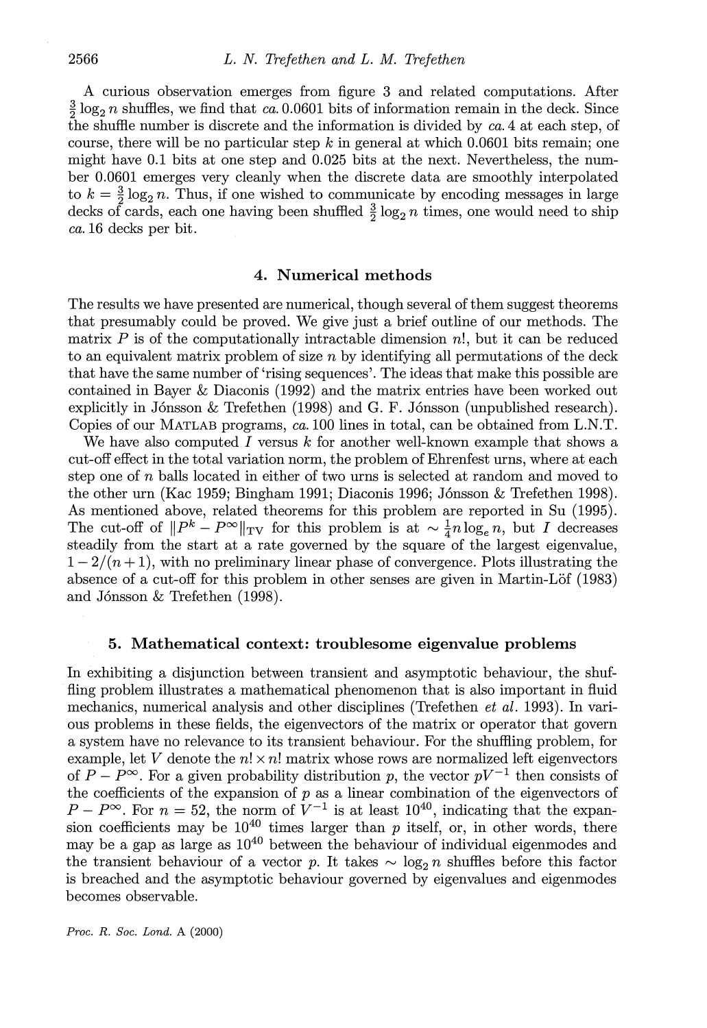A curious observation emerges from figure 3 and related computations. After $\frac{3}{2}\log_2 n$ shuffles, we find that *ca.* 0.0601 bits of information remain in the deck. Since the shuffle number is discrete and the information is divided by *ca.* 4 at each step, of course, there will be no particular step $k$ in general at which 0.0601 bits remain; one might have 0.1 bits at one step and 0.025 bits at the next. Nevertheless, the number 0.0601 emerges very cleanly when the discrete data are smoothly interpolated to $k = \frac{3}{2}\log_2 n$. Thus, if one wished to communicate by encoding messages in large decks of cards, each one having been shuffled $\frac{3}{2}\log_2 n$ times, one would need to ship *ca.* 16 decks per bit.

## 4. Numerical methods

The results we have presented are numerical, though several of them suggest theorems that presumably could be proved. We give just a brief outline of our methods. The matrix $P$ is of the computationally intractable dimension $n!$, but it can be reduced to an equivalent matrix problem of size $n$ by identifying all permutations of the deck that have the same number of 'rising sequences'. The ideas that make this possible are contained in Bayer & Diaconis (1992) and the matrix entries have been worked out explicitly in Jónsson & Trefethen (1998) and G. F. Jónsson (unpublished research). Copies of our MATLAB programs, *ca.* 100 lines in total, can be obtained from L.N.T.

We have also computed $I$ versus $k$ for another well-known example that shows a cut-off effect in the total variation norm, the problem of Ehrenfest urns, where at each step one of $n$ balls located in either of two urns is selected at random and moved to the other urn (Kac 1959; Bingham 1991; Diaconis 1996; Jónsson & Trefethen 1998). As mentioned above, related theorems for this problem are reported in Su (1995). The cut-off of $\|P^k - P^\infty\|_{\mathrm{TV}}$ for this problem is at $\sim \frac{1}{4}n\log_e n$, but $I$ decreases steadily from the start at a rate governed by the square of the largest eigenvalue, $1 - 2/(n+1)$, with no preliminary linear phase of convergence. Plots illustrating the absence of a cut-off for this problem in other senses are given in Martin-Löf (1983) and Jónsson & Trefethen (1998).

## 5. Mathematical context: troublesome eigenvalue problems

In exhibiting a disjunction between transient and asymptotic behaviour, the shuffling problem illustrates a mathematical phenomenon that is also important in fluid mechanics, numerical analysis and other disciplines (Trefethen *et al.* 1993). In various problems in these fields, the eigenvectors of the matrix or operator that govern a system have no relevance to its transient behaviour. For the shuffling problem, for example, let $V$ denote the $n! \times n!$ matrix whose rows are normalized left eigenvectors of $P - P^\infty$. For a given probability distribution $p$, the vector $pV^{-1}$ then consists of the coefficients of the expansion of $p$ as a linear combination of the eigenvectors of $P - P^\infty$. For $n = 52$, the norm of $V^{-1}$ is at least $10^{40}$, indicating that the expansion coefficients may be $10^{40}$ times larger than $p$ itself, or, in other words, there may be a gap as large as $10^{40}$ between the behaviour of individual eigenmodes and the transient behaviour of a vector $p$. It takes $\sim \log_2 n$ shuffles before this factor is breached and the asymptotic behaviour governed by eigenvalues and eigenmodes becomes observable.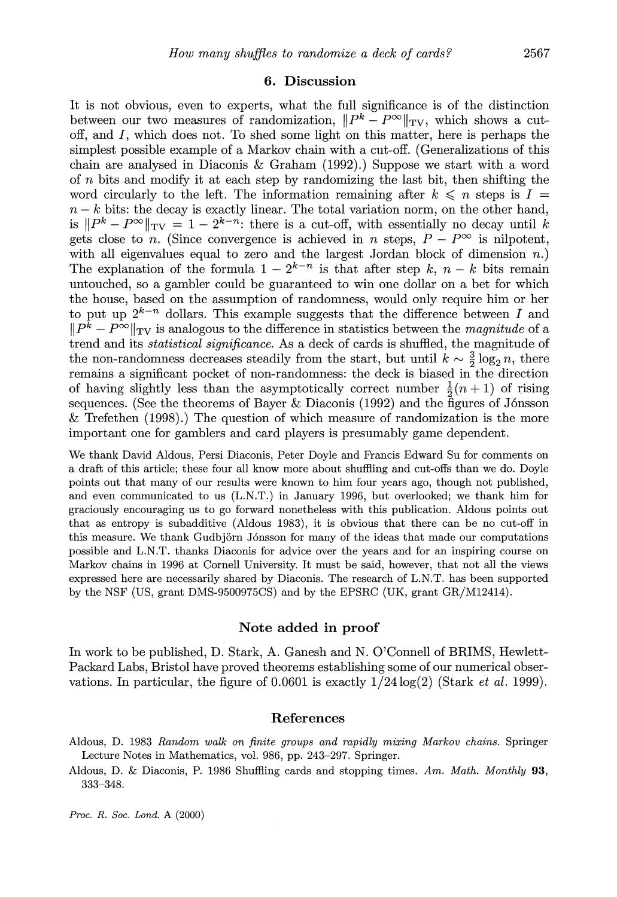## 6. Discussion

It is not obvious, even to experts, what the full significance is of the distinction between our two measures of randomization, $\|P^k - P^\infty\|_{\mathrm{TV}}$, which shows a cut-off, and $I$, which does not. To shed some light on this matter, here is perhaps the simplest possible example of a Markov chain with a cut-off. (Generalizations of this chain are analysed in Diaconis & Graham (1992).) Suppose we start with a word of $n$ bits and modify it at each step by randomizing the last bit, then shifting the word circularly to the left. The information remaining after $k \leqslant n$ steps is $I = n - k$ bits: the decay is exactly linear. The total variation norm, on the other hand, is $\|P^k - P^\infty\|_{\mathrm{TV}} = 1 - 2^{k-n}$: there is a cut-off, with essentially no decay until $k$ gets close to $n$. (Since convergence is achieved in $n$ steps, $P - P^\infty$ is nilpotent, with all eigenvalues equal to zero and the largest Jordan block of dimension $n$.) The explanation of the formula $1 - 2^{k-n}$ is that after step $k$, $n - k$ bits remain untouched, so a gambler could be guaranteed to win one dollar on a bet for which the house, based on the assumption of randomness, would only require him or her to put up $2^{k-n}$ dollars. This example suggests that the difference between $I$ and $\|P^k - P^\infty\|_{\mathrm{TV}}$ is analogous to the difference in statistics between the *magnitude* of a trend and its *statistical significance*. As a deck of cards is shuffled, the magnitude of the non-randomness decreases steadily from the start, but until $k \sim \frac{3}{2}\log_2 n$, there remains a significant pocket of non-randomness: the deck is biased in the direction of having slightly less than the asymptotically correct number $\frac{1}{2}(n+1)$ of rising sequences. (See the theorems of Bayer & Diaconis (1992) and the figures of Jónsson & Trefethen (1998).) The question of which measure of randomization is the more important one for gamblers and card players is presumably game dependent.

We thank David Aldous, Persi Diaconis, Peter Doyle and Francis Edward Su for comments on a draft of this article; these four all know more about shuffling and cut-offs than we do. Doyle points out that many of our results were known to him four years ago, though not published, and even communicated to us (L.N.T.) in January 1996, but overlooked; we thank him for graciously encouraging us to go forward nonetheless with this publication. Aldous points out that as entropy is subadditive (Aldous 1983), it is obvious that there can be no cut-off in this measure. We thank Gudbjörn Jónsson for many of the ideas that made our computations possible and L.N.T. thanks Diaconis for advice over the years and for an inspiring course on Markov chains in 1996 at Cornell University. It must be said, however, that not all the views expressed here are necessarily shared by Diaconis. The research of L.N.T. has been supported by the NSF (US, grant DMS-9500975CS) and by the EPSRC (UK, grant GR/M12414).

## Note added in proof

In work to be published, D. Stark, A. Ganesh and N. O'Connell of BRIMS, Hewlett-Packard Labs, Bristol have proved theorems establishing some of our numerical observations. In particular, the figure of 0.0601 is exactly $1/24\log(2)$ (Stark *et al.* 1999).

## References

Aldous, D. 1983 *Random walk on finite groups and rapidly mixing Markov chains*. Springer Lecture Notes in Mathematics, vol. 986, pp. 243–297. Springer.

Aldous, D. & Diaconis, P. 1986 Shuffling cards and stopping times. *Am. Math. Monthly* **93**, 333–348.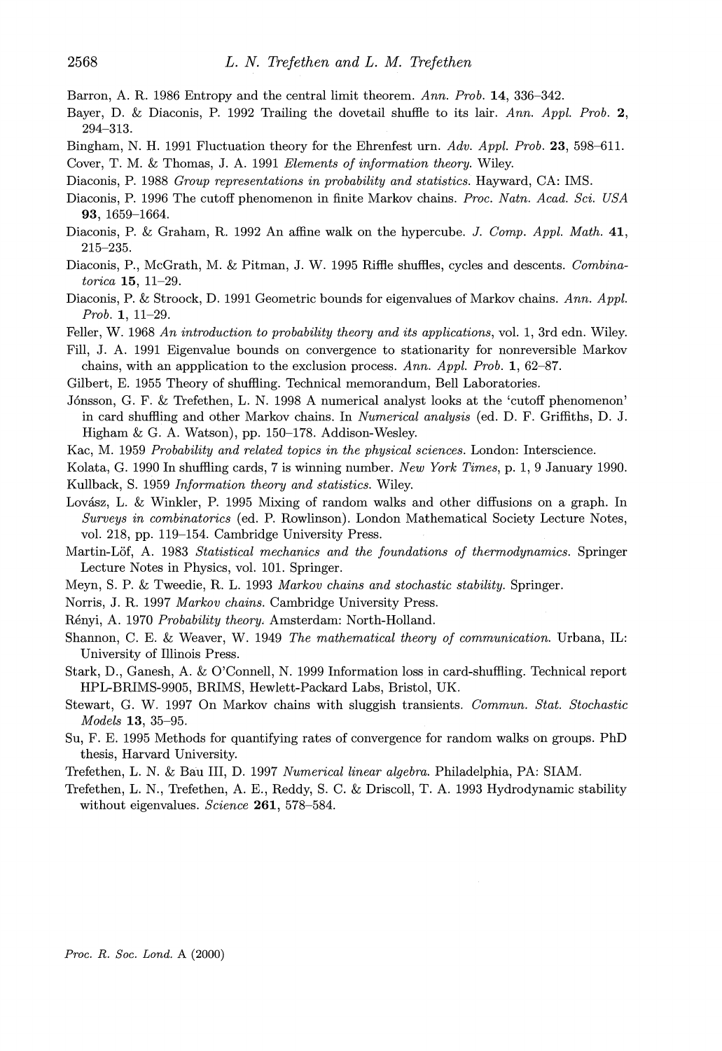Barron, A. R. 1986 Entropy and the central limit theorem. *Ann. Prob.* **14**, 336–342.

Bayer, D. & Diaconis, P. 1992 Trailing the dovetail shuffle to its lair. *Ann. Appl. Prob.* **2**, 294–313.

Bingham, N. H. 1991 Fluctuation theory for the Ehrenfest urn. *Adv. Appl. Prob.* **23**, 598–611.

Cover, T. M. & Thomas, J. A. 1991 *Elements of information theory.* Wiley.

Diaconis, P. 1988 *Group representations in probability and statistics.* Hayward, CA: IMS.

Diaconis, P. 1996 The cutoff phenomenon in finite Markov chains. *Proc. Natn. Acad. Sci. USA* **93**, 1659–1664.

Diaconis, P. & Graham, R. 1992 An affine walk on the hypercube. *J. Comp. Appl. Math.* **41**, 215–235.

Diaconis, P., McGrath, M. & Pitman, J. W. 1995 Riffle shuffles, cycles and descents. *Combinatorica* **15**, 11–29.

Diaconis, P. & Stroock, D. 1991 Geometric bounds for eigenvalues of Markov chains. *Ann. Appl. Prob.* **1**, 11–29.

Feller, W. 1968 *An introduction to probability theory and its applications*, vol. 1, 3rd edn. Wiley.

Fill, J. A. 1991 Eigenvalue bounds on convergence to stationarity for nonreversible Markov chains, with an appplication to the exclusion process. *Ann. Appl. Prob.* **1**, 62–87.

Gilbert, E. 1955 Theory of shuffling. Technical memorandum, Bell Laboratories.

Jónsson, G. F. & Trefethen, L. N. 1998 A numerical analyst looks at the 'cutoff phenomenon' in card shuffling and other Markov chains. In *Numerical analysis* (ed. D. F. Griffiths, D. J. Higham & G. A. Watson), pp. 150–178. Addison-Wesley.

Kac, M. 1959 *Probability and related topics in the physical sciences.* London: Interscience.

Kolata, G. 1990 In shuffling cards, 7 is winning number. *New York Times*, p. 1, 9 January 1990.

Kullback, S. 1959 *Information theory and statistics.* Wiley.

Lovász, L. & Winkler, P. 1995 Mixing of random walks and other diffusions on a graph. In *Surveys in combinatorics* (ed. P. Rowlinson). London Mathematical Society Lecture Notes, vol. 218, pp. 119–154. Cambridge University Press.

Martin-Löf, A. 1983 *Statistical mechanics and the foundations of thermodynamics.* Springer Lecture Notes in Physics, vol. 101. Springer.

Meyn, S. P. & Tweedie, R. L. 1993 *Markov chains and stochastic stability.* Springer.

Norris, J. R. 1997 *Markov chains.* Cambridge University Press.

Rényi, A. 1970 *Probability theory.* Amsterdam: North-Holland.

Shannon, C. E. & Weaver, W. 1949 *The mathematical theory of communication.* Urbana, IL: University of Illinois Press.

Stark, D., Ganesh, A. & O'Connell, N. 1999 Information loss in card-shuffling. Technical report HPL-BRIMS-9905, BRIMS, Hewlett-Packard Labs, Bristol, UK.

Stewart, G. W. 1997 On Markov chains with sluggish transients. *Commun. Stat. Stochastic Models* **13**, 35–95.

Su, F. E. 1995 Methods for quantifying rates of convergence for random walks on groups. PhD thesis, Harvard University.

Trefethen, L. N. & Bau III, D. 1997 *Numerical linear algebra.* Philadelphia, PA: SIAM.

Trefethen, L. N., Trefethen, A. E., Reddy, S. C. & Driscoll, T. A. 1993 Hydrodynamic stability without eigenvalues. *Science* **261**, 578–584.